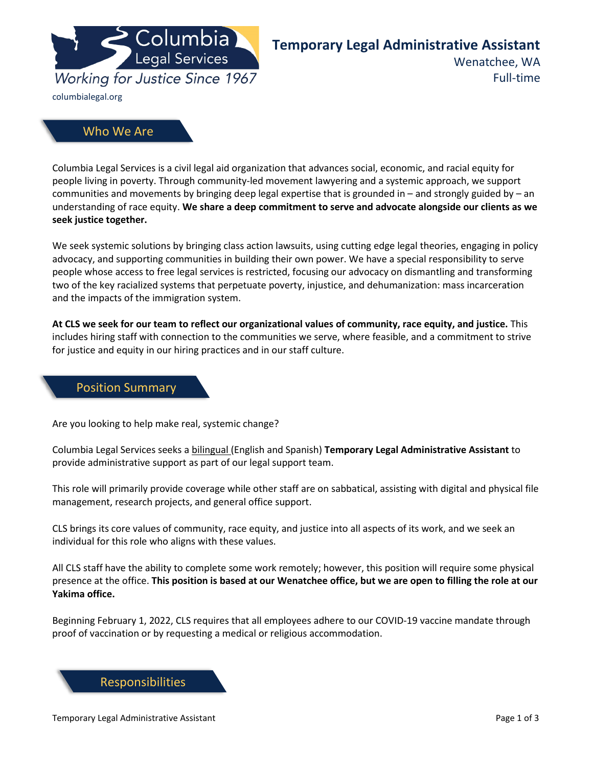Columbia Legal Services

*Working for Justice Since 1967*

columbialegal.org

# Temporary Legal Administrative Assistant

Wenatchee, WA

Full-time

## Who We Are

Columbia Legal Services is a civil legal aid organization that advances social, economic, and racial equity for people living in poverty. Through community-led movement lawyering and a systemic approach, we support communities and movements by bringing deep legal expertise that is grounded in – and strongly guided by – an understanding of race equity. **We share a deep commitment to serve and advocate alongside our clients as we seek justice together.**

We seek systemic solutions by bringing class action lawsuits, using cutting edge legal theories, engaging in policy advocacy, and supporting communities in building their own power. We have a special responsibility to serve people whose access to free legal services is restricted, focusing our advocacy on dismantling and transforming two of the key racialized systems that perpetuate poverty, injustice, and dehumanization: mass incarceration and the impacts of the immigration system.

**At CLS we seek for our team to reflect our organizational values of community, race equity, and justice.** This includes hiring staff with connection to the communities we serve, where feasible, and a commitment to strive for justice and equity in our hiring practices and in our staff culture.

## Position Summary

Are you looking to help make real, systemic change?

Columbia Legal Services seeks a bilingual (English and Spanish) **Temporary Legal Administrative Assistant** to provide administrative support as part of our legal support team.

This role will primarily provide coverage while other staff are on sabbatical, assisting with digital and physical file management, research projects, and general office support.

CLS brings its core values of community, race equity, and justice into all aspects of its work, and we seek an individual for this role who aligns with these values.

All CLS staff have the ability to complete some work remotely; however, this position will require some physical presence at the office. **This position is based at our Wenatchee office, but we are open to filling the role at our Yakima office.**

Beginning February 1, 2022, CLS requires that all employees adhere to our COVID-19 vaccine mandate through proof of vaccination or by requesting a medical or religious accommodation.

## Responsibilities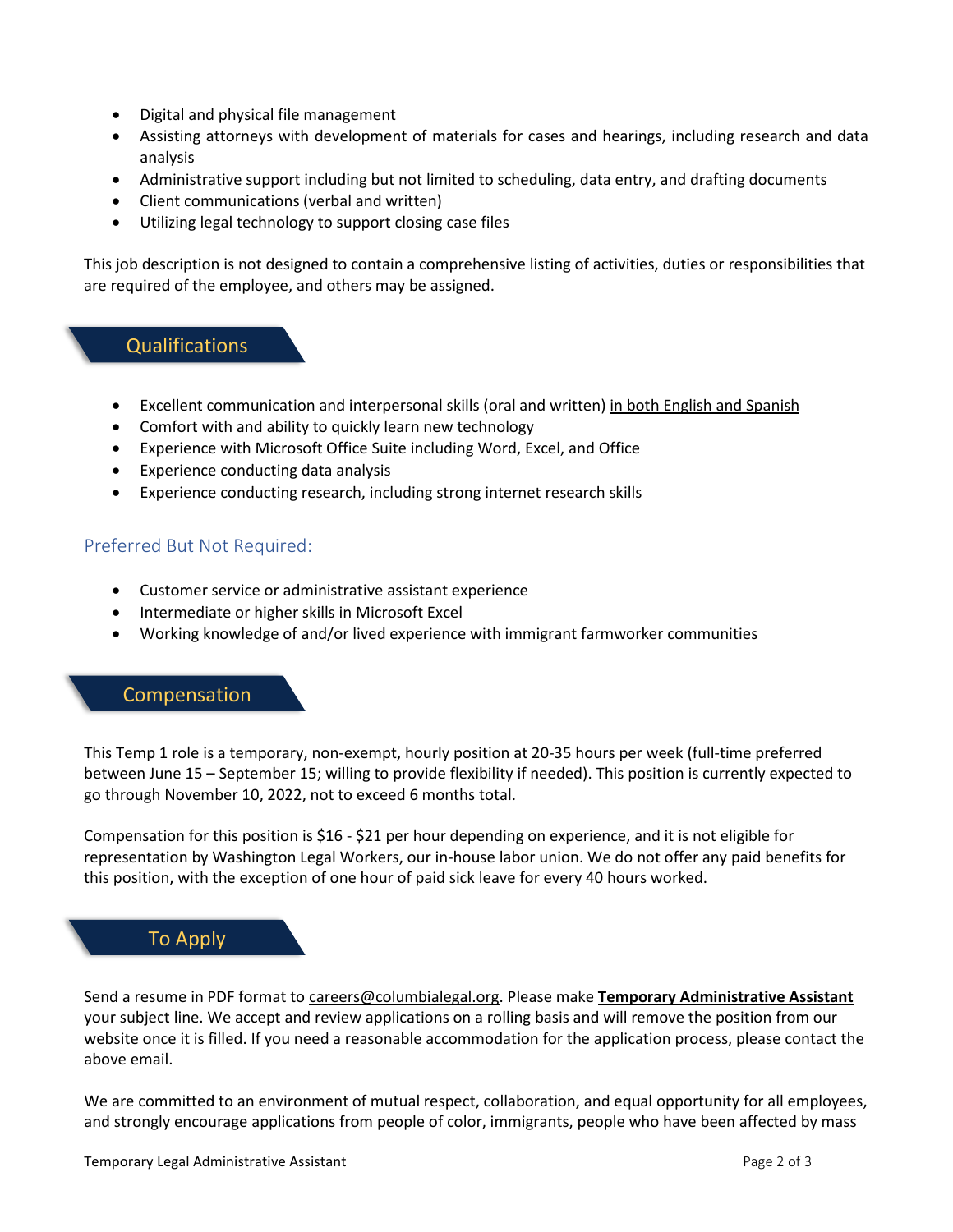- Digital and physical file management
- Assisting attorneys with development of materials for cases and hearings, including research and data analysis
- Administrative support including but not limited to scheduling, data entry, and drafting documents
- Client communications (verbal and written)
- Utilizing legal technology to support closing case files

This job description is not designed to contain a comprehensive listing of activities, duties or responsibilities that are required of the employee, and others may be assigned.

## Qualifications

- Excellent communication and interpersonal skills (oral and written) <u>in both English and Spanish</u>
- Comfort with and ability to quickly learn new technology
- Experience with Microsoft Office Suite including Word, Excel, and Office
- Experience conducting data analysis
- Experience conducting research, including strong internet research skills

### Preferred But Not Required:

- Customer service or administrative assistant experience
- Intermediate or higher skills in Microsoft Excel
- Working knowledge of and/or lived experience with immigrant farmworker communities

## Compensation

This Temp 1 role is a temporary, non-exempt, hourly position at 20-35 hours per week (full-time preferred between June 15 – September 15; willing to provide flexibility if needed). This position is currently expected to go through November 10, 2022, not to exceed 6 months total.

Compensation for this position is $16 - $21 per hour depending on experience, and it is not eligible for representation by Washington Legal Workers, our in-house labor union. We do not offer any paid benefits for this position, with the exception of one hour of paid sick leave for every 40 hours worked.

## To Apply

Send a resume in PDF format to careers@columbialegal.org. Please make **Temporary Administrative Assistant** your subject line. We accept and review applications on a rolling basis and will remove the position from our website once it is filled. If you need a reasonable accommodation for the application process, please contact the above email.

We are committed to an environment of mutual respect, collaboration, and equal opportunity for all employees, and strongly encourage applications from people of color, immigrants, people who have been affected by mass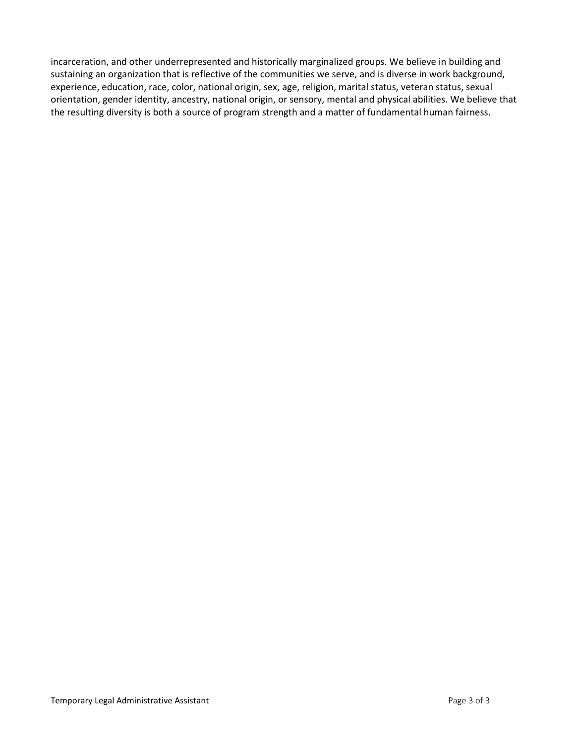incarceration, and other underrepresented and historically marginalized groups. We believe in building and sustaining an organization that is reflective of the communities we serve, and is diverse in work background, experience, education, race, color, national origin, sex, age, religion, marital status, veteran status, sexual orientation, gender identity, ancestry, national origin, or sensory, mental and physical abilities. We believe that the resulting diversity is both a source of program strength and a matter of fundamental human fairness.